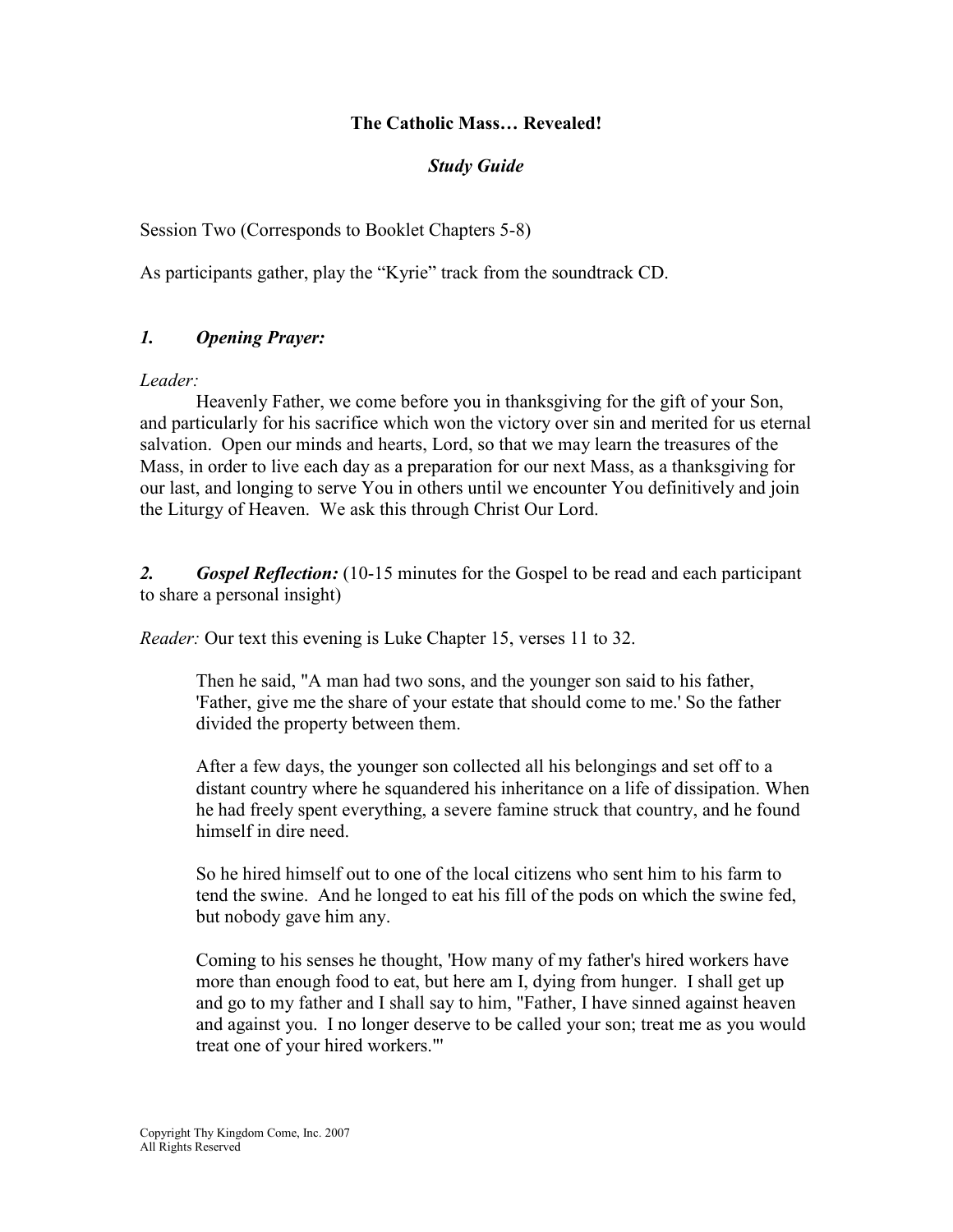**The Catholic Mass… Revealed!**

***Study Guide***

Session Two (Corresponds to Booklet Chapters 5-8)

As participants gather, play the "Kyrie" track from the soundtrack CD.

## *1. Opening Prayer:*

*Leader:*

Heavenly Father, we come before you in thanksgiving for the gift of your Son, and particularly for his sacrifice which won the victory over sin and merited for us eternal salvation. Open our minds and hearts, Lord, so that we may learn the treasures of the Mass, in order to live each day as a preparation for our next Mass, as a thanksgiving for our last, and longing to serve You in others until we encounter You definitively and join the Liturgy of Heaven. We ask this through Christ Our Lord.

***2. Gospel Reflection:*** (10-15 minutes for the Gospel to be read and each participant to share a personal insight)

*Reader:* Our text this evening is Luke Chapter 15, verses 11 to 32.

> Then he said, "A man had two sons, and the younger son said to his father, 'Father, give me the share of your estate that should come to me.' So the father divided the property between them.
>
> After a few days, the younger son collected all his belongings and set off to a distant country where he squandered his inheritance on a life of dissipation. When he had freely spent everything, a severe famine struck that country, and he found himself in dire need.
>
> So he hired himself out to one of the local citizens who sent him to his farm to tend the swine. And he longed to eat his fill of the pods on which the swine fed, but nobody gave him any.
>
> Coming to his senses he thought, 'How many of my father's hired workers have more than enough food to eat, but here am I, dying from hunger. I shall get up and go to my father and I shall say to him, "Father, I have sinned against heaven and against you. I no longer deserve to be called your son; treat me as you would treat one of your hired workers."'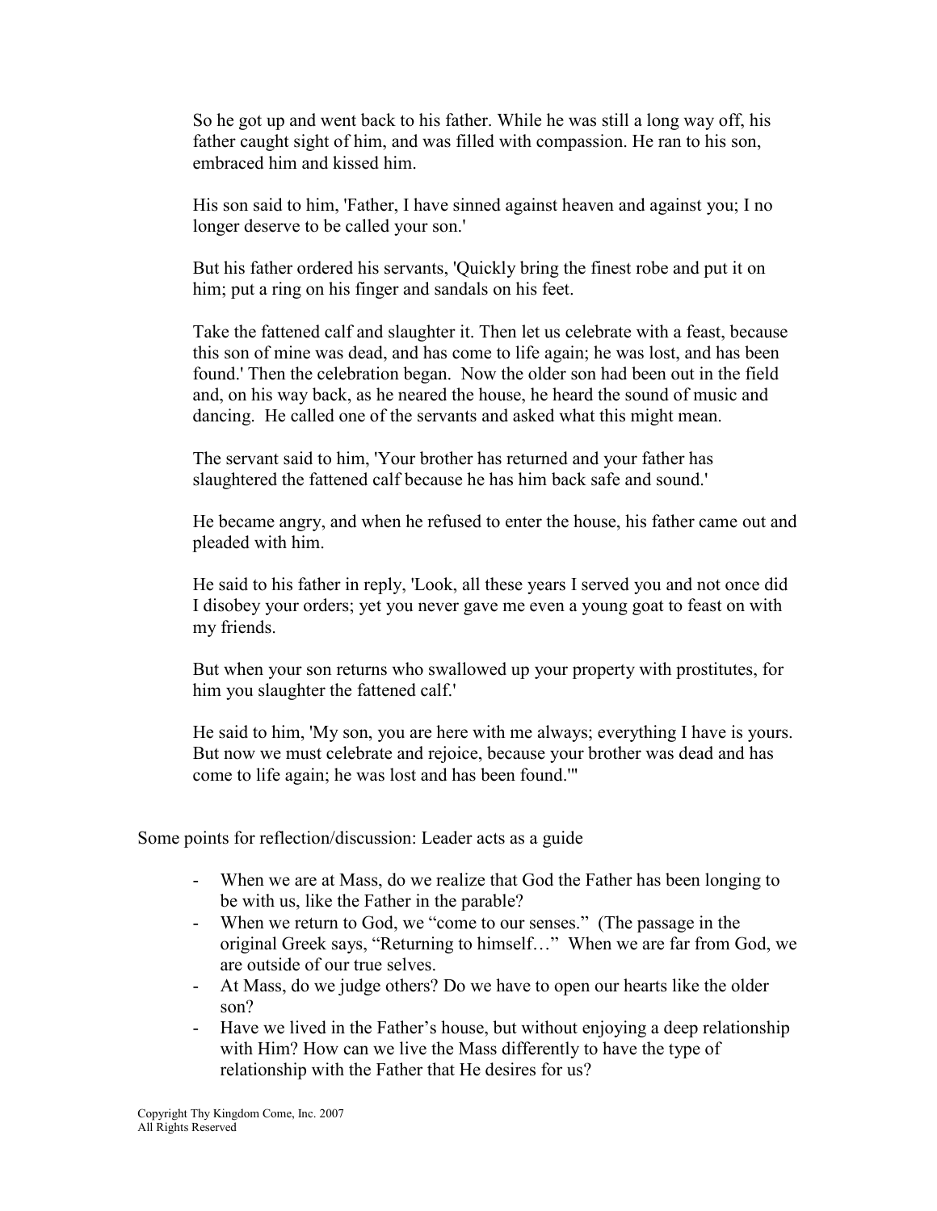So he got up and went back to his father. While he was still a long way off, his father caught sight of him, and was filled with compassion. He ran to his son, embraced him and kissed him.

His son said to him, 'Father, I have sinned against heaven and against you; I no longer deserve to be called your son.'

But his father ordered his servants, 'Quickly bring the finest robe and put it on him; put a ring on his finger and sandals on his feet.

Take the fattened calf and slaughter it. Then let us celebrate with a feast, because this son of mine was dead, and has come to life again; he was lost, and has been found.' Then the celebration began. Now the older son had been out in the field and, on his way back, as he neared the house, he heard the sound of music and dancing. He called one of the servants and asked what this might mean.

The servant said to him, 'Your brother has returned and your father has slaughtered the fattened calf because he has him back safe and sound.'

He became angry, and when he refused to enter the house, his father came out and pleaded with him.

He said to his father in reply, 'Look, all these years I served you and not once did I disobey your orders; yet you never gave me even a young goat to feast on with my friends.

But when your son returns who swallowed up your property with prostitutes, for him you slaughter the fattened calf.'

He said to him, 'My son, you are here with me always; everything I have is yours. But now we must celebrate and rejoice, because your brother was dead and has come to life again; he was lost and has been found.'"

Some points for reflection/discussion: Leader acts as a guide

- When we are at Mass, do we realize that God the Father has been longing to be with us, like the Father in the parable?
- When we return to God, we "come to our senses." (The passage in the original Greek says, "Returning to himself…" When we are far from God, we are outside of our true selves.
- At Mass, do we judge others? Do we have to open our hearts like the older son?
- Have we lived in the Father's house, but without enjoying a deep relationship with Him? How can we live the Mass differently to have the type of relationship with the Father that He desires for us?

Copyright Thy Kingdom Come, Inc. 2007
All Rights Reserved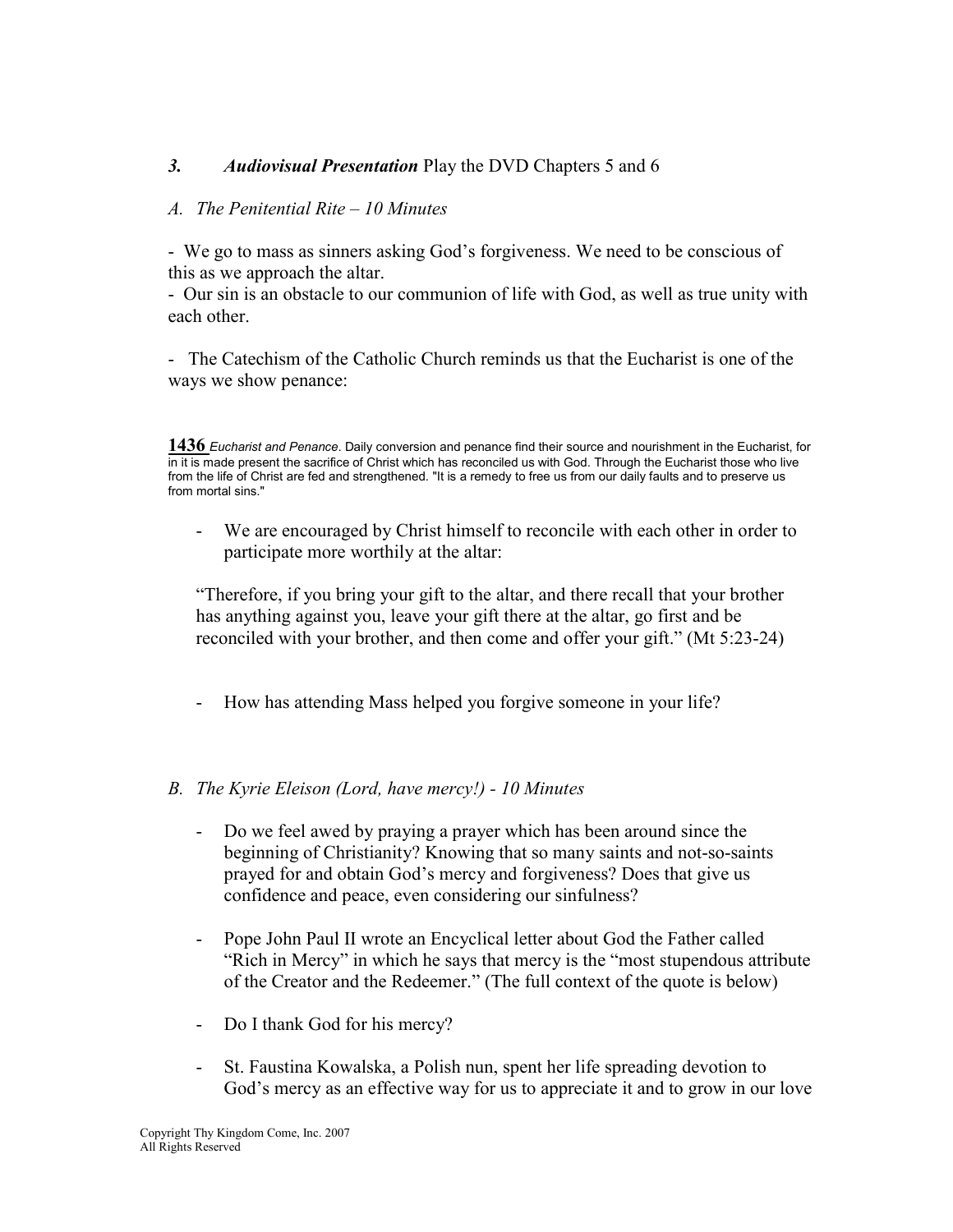### *3. Audiovisual Presentation* Play the DVD Chapters 5 and 6

*A. The Penitential Rite – 10 Minutes*

- We go to mass as sinners asking God's forgiveness. We need to be conscious of this as we approach the altar.
- Our sin is an obstacle to our communion of life with God, as well as true unity with each other.

- The Catechism of the Catholic Church reminds us that the Eucharist is one of the ways we show penance:

**1436** *Eucharist and Penance*. Daily conversion and penance find their source and nourishment in the Eucharist, for in it is made present the sacrifice of Christ which has reconciled us with God. Through the Eucharist those who live from the life of Christ are fed and strengthened. "It is a remedy to free us from our daily faults and to preserve us from mortal sins."

- We are encouraged by Christ himself to reconcile with each other in order to participate more worthily at the altar:

"Therefore, if you bring your gift to the altar, and there recall that your brother has anything against you, leave your gift there at the altar, go first and be reconciled with your brother, and then come and offer your gift." (Mt 5:23-24)

- How has attending Mass helped you forgive someone in your life?

*B. The Kyrie Eleison (Lord, have mercy!) - 10 Minutes*

- Do we feel awed by praying a prayer which has been around since the beginning of Christianity? Knowing that so many saints and not-so-saints prayed for and obtain God's mercy and forgiveness? Does that give us confidence and peace, even considering our sinfulness?

- Pope John Paul II wrote an Encyclical letter about God the Father called "Rich in Mercy" in which he says that mercy is the "most stupendous attribute of the Creator and the Redeemer." (The full context of the quote is below)

- Do I thank God for his mercy?

- St. Faustina Kowalska, a Polish nun, spent her life spreading devotion to God's mercy as an effective way for us to appreciate it and to grow in our love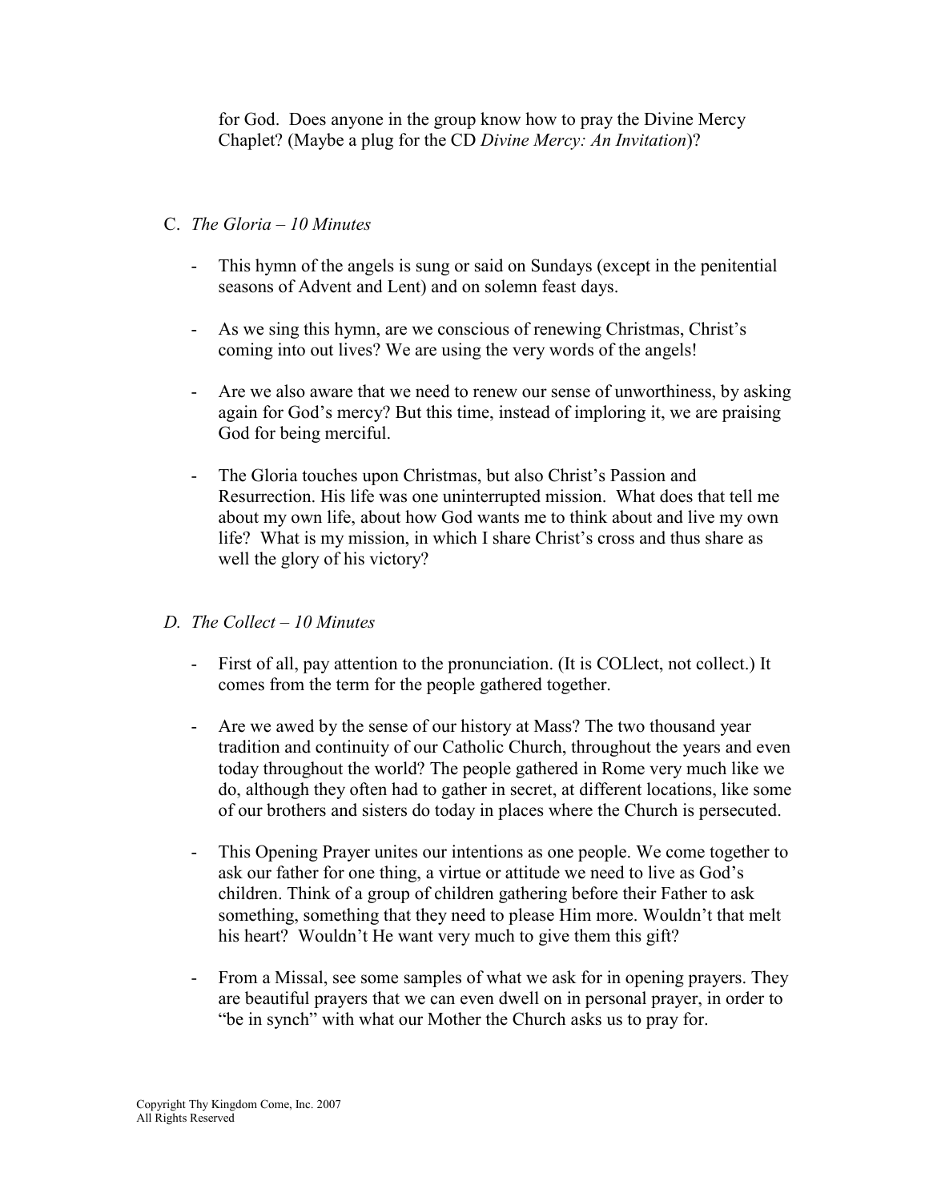for God. Does anyone in the group know how to pray the Divine Mercy Chaplet? (Maybe a plug for the CD *Divine Mercy: An Invitation*)?

C. *The Gloria – 10 Minutes*

- This hymn of the angels is sung or said on Sundays (except in the penitential seasons of Advent and Lent) and on solemn feast days.

- As we sing this hymn, are we conscious of renewing Christmas, Christ's coming into out lives? We are using the very words of the angels!

- Are we also aware that we need to renew our sense of unworthiness, by asking again for God's mercy? But this time, instead of imploring it, we are praising God for being merciful.

- The Gloria touches upon Christmas, but also Christ's Passion and Resurrection. His life was one uninterrupted mission. What does that tell me about my own life, about how God wants me to think about and live my own life? What is my mission, in which I share Christ's cross and thus share as well the glory of his victory?

*D. The Collect – 10 Minutes*

- First of all, pay attention to the pronunciation. (It is COLlect, not collect.) It comes from the term for the people gathered together.

- Are we awed by the sense of our history at Mass? The two thousand year tradition and continuity of our Catholic Church, throughout the years and even today throughout the world? The people gathered in Rome very much like we do, although they often had to gather in secret, at different locations, like some of our brothers and sisters do today in places where the Church is persecuted.

- This Opening Prayer unites our intentions as one people. We come together to ask our father for one thing, a virtue or attitude we need to live as God's children. Think of a group of children gathering before their Father to ask something, something that they need to please Him more. Wouldn't that melt his heart? Wouldn't He want very much to give them this gift?

- From a Missal, see some samples of what we ask for in opening prayers. They are beautiful prayers that we can even dwell on in personal prayer, in order to "be in synch" with what our Mother the Church asks us to pray for.

Copyright Thy Kingdom Come, Inc. 2007
All Rights Reserved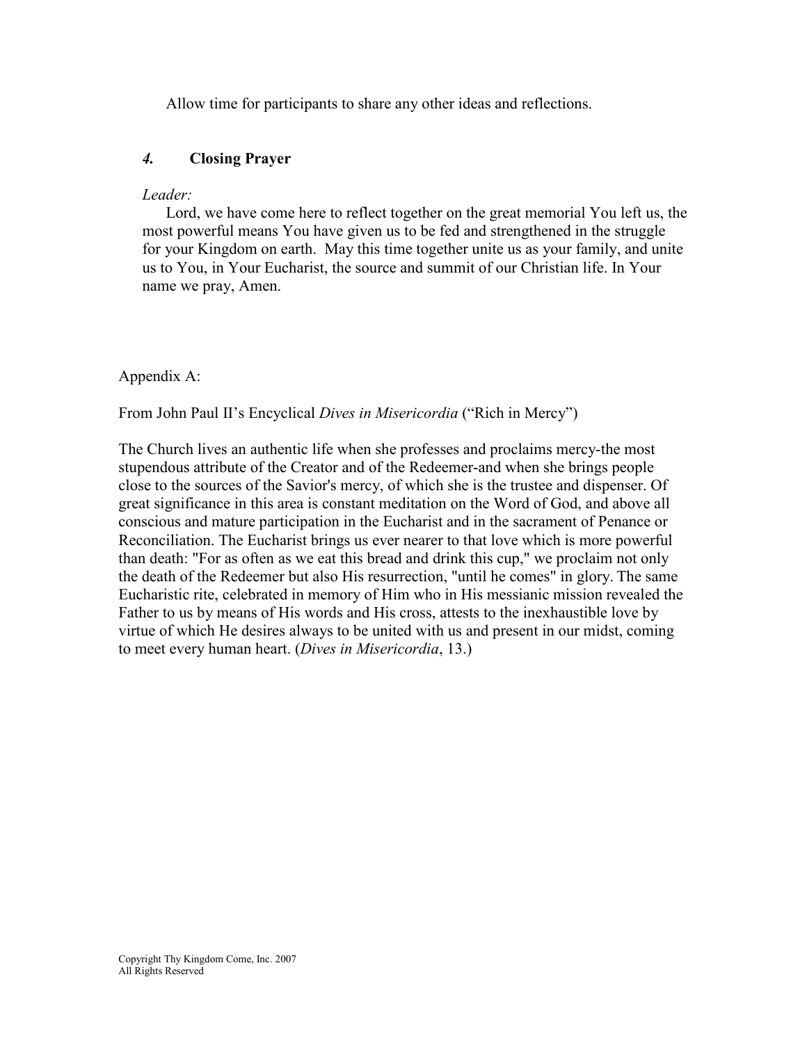Allow time for participants to share any other ideas and reflections.

## *4.* Closing Prayer

*Leader:*

Lord, we have come here to reflect together on the great memorial You left us, the most powerful means You have given us to be fed and strengthened in the struggle for your Kingdom on earth. May this time together unite us as your family, and unite us to You, in Your Eucharist, the source and summit of our Christian life. In Your name we pray, Amen.

Appendix A:

From John Paul II's Encyclical *Dives in Misericordia* ("Rich in Mercy")

The Church lives an authentic life when she professes and proclaims mercy-the most stupendous attribute of the Creator and of the Redeemer-and when she brings people close to the sources of the Savior's mercy, of which she is the trustee and dispenser. Of great significance in this area is constant meditation on the Word of God, and above all conscious and mature participation in the Eucharist and in the sacrament of Penance or Reconciliation. The Eucharist brings us ever nearer to that love which is more powerful than death: "For as often as we eat this bread and drink this cup," we proclaim not only the death of the Redeemer but also His resurrection, "until he comes" in glory. The same Eucharistic rite, celebrated in memory of Him who in His messianic mission revealed the Father to us by means of His words and His cross, attests to the inexhaustible love by virtue of which He desires always to be united with us and present in our midst, coming to meet every human heart. (*Dives in Misericordia*, 13.)

Copyright Thy Kingdom Come, Inc. 2007
All Rights Reserved